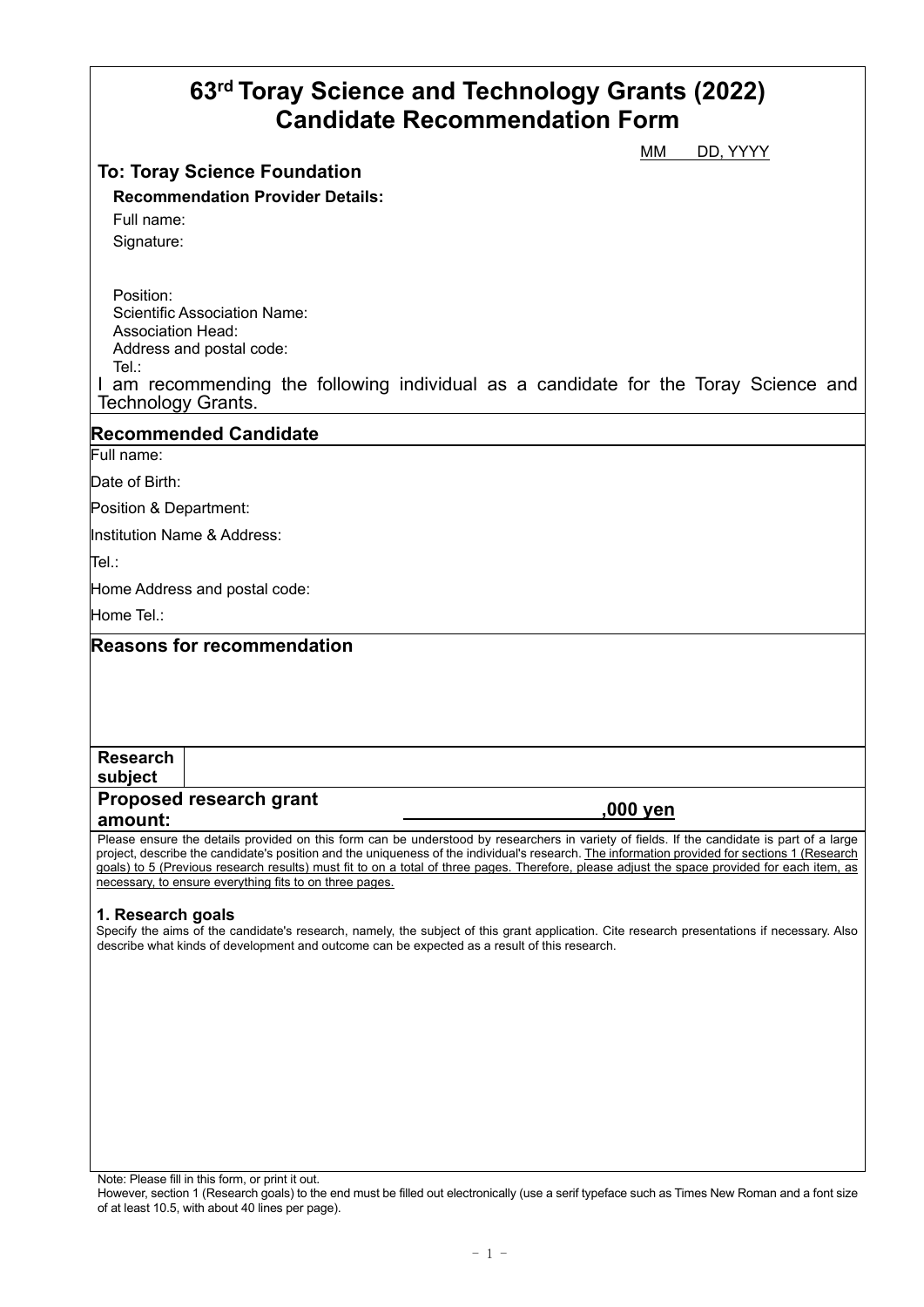# 63rd Toray Science and Technology Grants (2022)
# Candidate Recommendation Form

MM DD, YYYY

**To: Toray Science Foundation**

**Recommendation Provider Details:**

Full name:

Signature:

Position:

Scientific Association Name:

Association Head:

Address and postal code:

Tel.:

I am recommending the following individual as a candidate for the Toray Science and Technology Grants.

## Recommended Candidate

Full name:

Date of Birth:

Position & Department:

Institution Name & Address:

Tel.:

Home Address and postal code:

Home Tel.:

## Reasons for recommendation

| **Research subject** | |
|---|---|

**Proposed research grant amount:** ____________________**,000 yen**

Please ensure the details provided on this form can be understood by researchers in variety of fields. If the candidate is part of a large project, describe the candidate's position and the uniqueness of the individual's research. The information provided for sections 1 (Research goals) to 5 (Previous research results) must fit to on a total of three pages. Therefore, please adjust the space provided for each item, as necessary, to ensure everything fits to on three pages.

### 1. Research goals

Specify the aims of the candidate's research, namely, the subject of this grant application. Cite research presentations if necessary. Also describe what kinds of development and outcome can be expected as a result of this research.

Note: Please fill in this form, or print it out.
However, section 1 (Research goals) to the end must be filled out electronically (use a serif typeface such as Times New Roman and a font size of at least 10.5, with about 40 lines per page).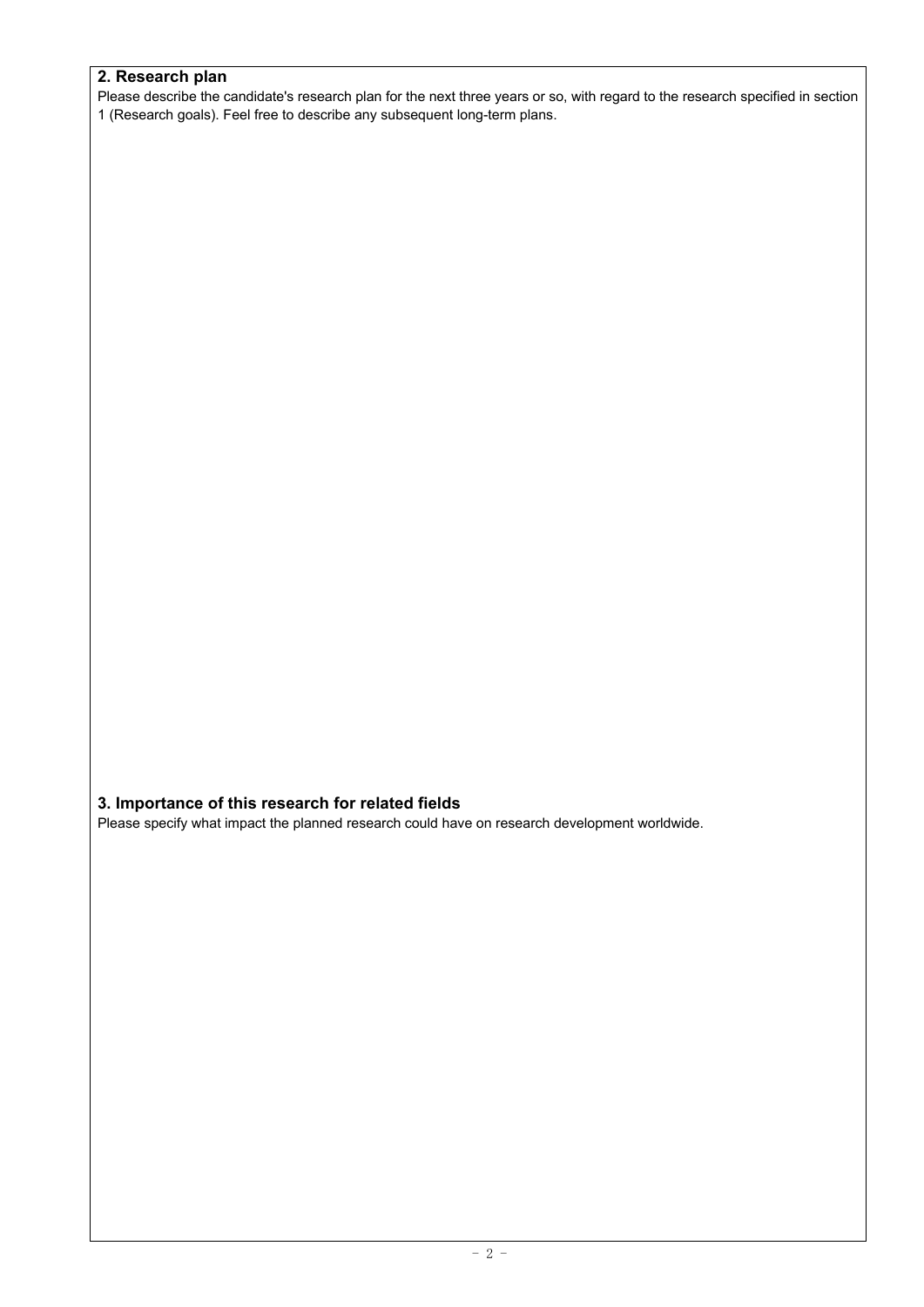## 2. Research plan

Please describe the candidate's research plan for the next three years or so, with regard to the research specified in section 1 (Research goals). Feel free to describe any subsequent long-term plans.

## 3. Importance of this research for related fields

Please specify what impact the planned research could have on research development worldwide.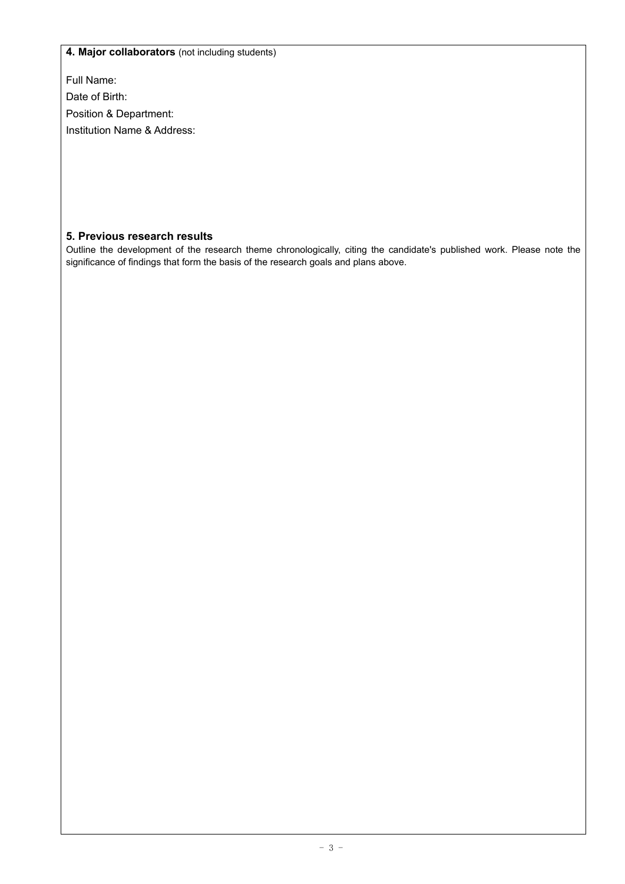**4. Major collaborators** (not including students)

Full Name:

Date of Birth:

Position & Department:

Institution Name & Address:

**5. Previous research results**

Outline the development of the research theme chronologically, citing the candidate's published work. Please note the significance of findings that form the basis of the research goals and plans above.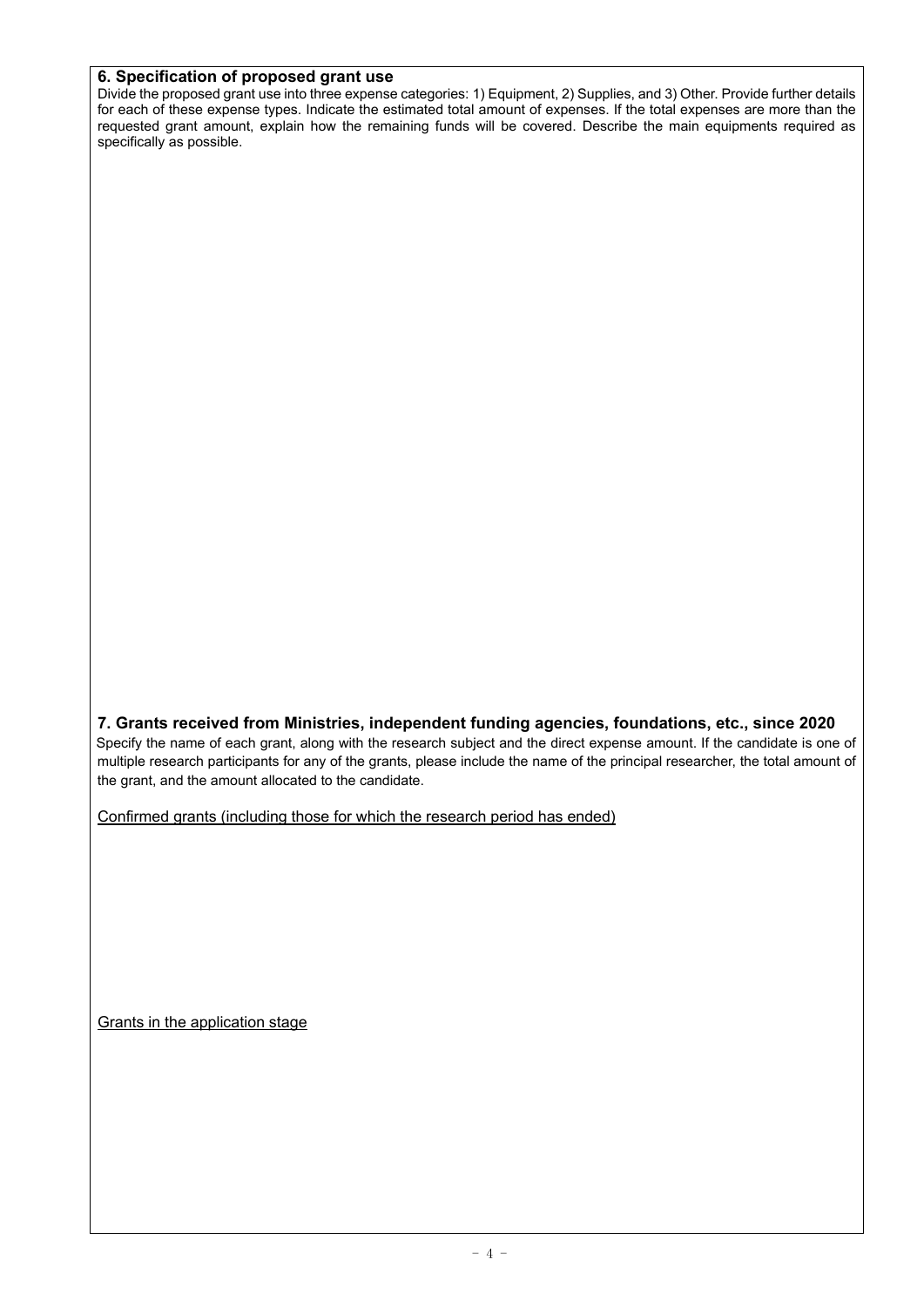### 6. Specification of proposed grant use

Divide the proposed grant use into three expense categories: 1) Equipment, 2) Supplies, and 3) Other. Provide further details for each of these expense types. Indicate the estimated total amount of expenses. If the total expenses are more than the requested grant amount, explain how the remaining funds will be covered. Describe the main equipments required as specifically as possible.

### 7. Grants received from Ministries, independent funding agencies, foundations, etc., since 2020

Specify the name of each grant, along with the research subject and the direct expense amount. If the candidate is one of multiple research participants for any of the grants, please include the name of the principal researcher, the total amount of the grant, and the amount allocated to the candidate.

<u>Confirmed grants (including those for which the research period has ended)</u>

<u>Grants in the application stage</u>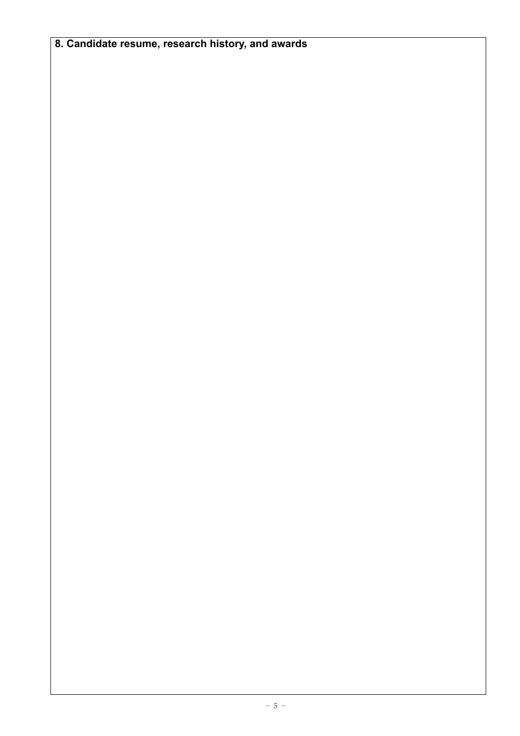**8. Candidate resume, research history, and awards**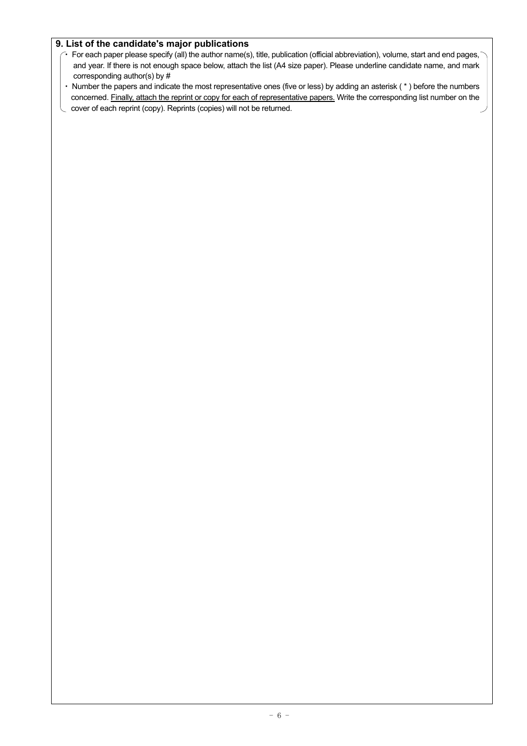## 9. List of the candidate's major publications

- For each paper please specify (all) the author name(s), title, publication (official abbreviation), volume, start and end pages, and year. If there is not enough space below, attach the list (A4 size paper). Please underline candidate name, and mark corresponding author(s) by #
- Number the papers and indicate the most representative ones (five or less) by adding an asterisk ( * ) before the numbers concerned. <u>Finally, attach the reprint or copy for each of representative papers.</u> Write the corresponding list number on the cover of each reprint (copy). Reprints (copies) will not be returned.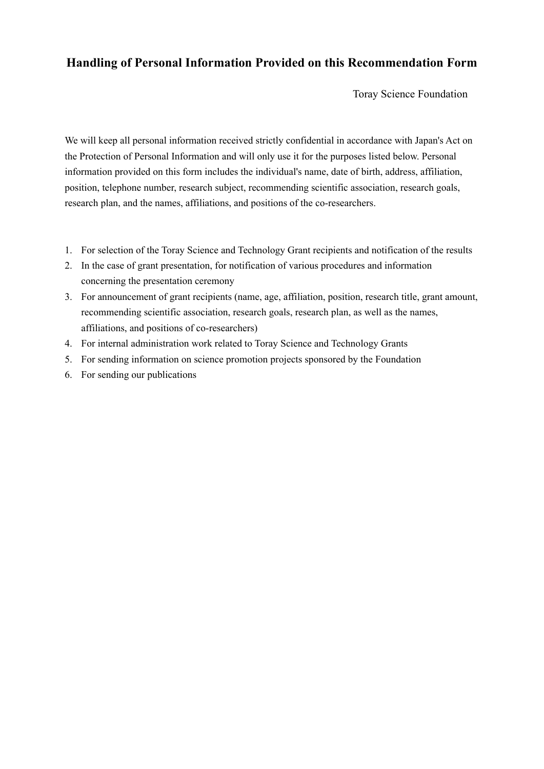# Handling of Personal Information Provided on this Recommendation Form

Toray Science Foundation

We will keep all personal information received strictly confidential in accordance with Japan's Act on the Protection of Personal Information and will only use it for the purposes listed below. Personal information provided on this form includes the individual's name, date of birth, address, affiliation, position, telephone number, research subject, recommending scientific association, research goals, research plan, and the names, affiliations, and positions of the co-researchers.

1. For selection of the Toray Science and Technology Grant recipients and notification of the results
2. In the case of grant presentation, for notification of various procedures and information concerning the presentation ceremony
3. For announcement of grant recipients (name, age, affiliation, position, research title, grant amount, recommending scientific association, research goals, research plan, as well as the names, affiliations, and positions of co-researchers)
4. For internal administration work related to Toray Science and Technology Grants
5. For sending information on science promotion projects sponsored by the Foundation
6. For sending our publications